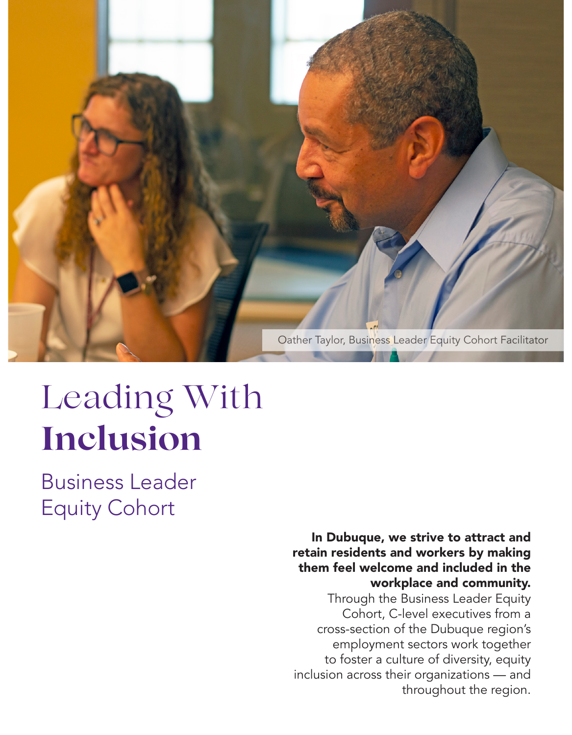Oather Taylor, Business Leader Equity Cohort Facilitator

# Leading With **Inclusion**

## Business Leader Equity Cohort

**In Dubuque, we strive to attract and retain residents and workers by making them feel welcome and included in the workplace and community.** Through the Business Leader Equity Cohort, C-level executives from a cross-section of the Dubuque region's employment sectors work together to foster a culture of diversity, equity inclusion across their organizations — and throughout the region.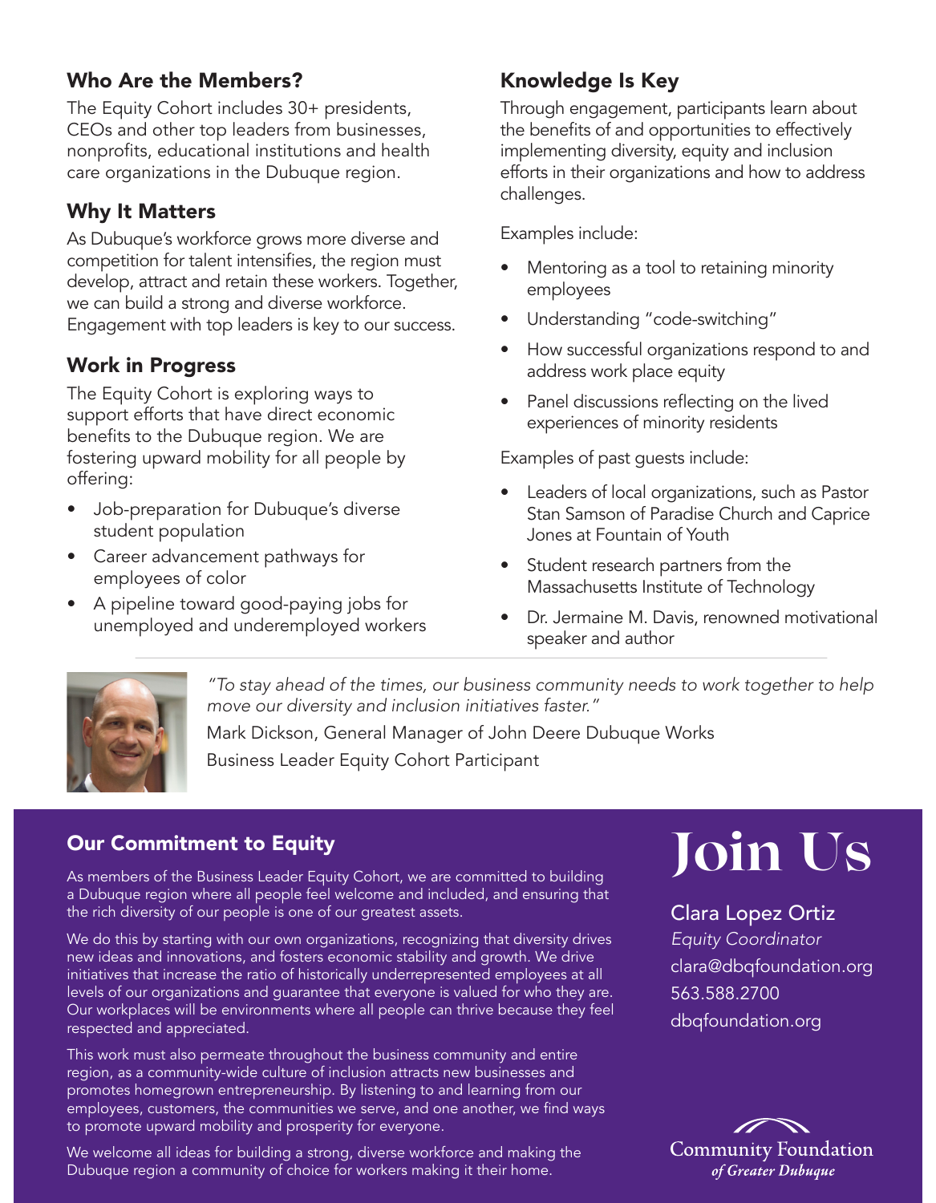## Who Are the Members?

The Equity Cohort includes 30+ presidents, CEOs and other top leaders from businesses, nonprofits, educational institutions and health care organizations in the Dubuque region.

## Why It Matters

As Dubuque's workforce grows more diverse and competition for talent intensifies, the region must develop, attract and retain these workers. Together, we can build a strong and diverse workforce. Engagement with top leaders is key to our success.

## Work in Progress

The Equity Cohort is exploring ways to support efforts that have direct economic benefits to the Dubuque region. We are fostering upward mobility for all people by offering:

- Job-preparation for Dubuque's diverse student population
- Career advancement pathways for employees of color
- A pipeline toward good-paying jobs for unemployed and underemployed workers

## Knowledge Is Key

Through engagement, participants learn about the benefits of and opportunities to effectively implementing diversity, equity and inclusion efforts in their organizations and how to address challenges.

Examples include:

- Mentoring as a tool to retaining minority employees
- Understanding "code-switching"
- How successful organizations respond to and address work place equity
- Panel discussions reflecting on the lived experiences of minority residents

Examples of past guests include:

- Leaders of local organizations, such as Pastor Stan Samson of Paradise Church and Caprice Jones at Fountain of Youth
- Student research partners from the Massachusetts Institute of Technology
- Dr. Jermaine M. Davis, renowned motivational speaker and author

*"To stay ahead of the times, our business community needs to work together to help move our diversity and inclusion initiatives faster."*

Mark Dickson, General Manager of John Deere Dubuque Works
Business Leader Equity Cohort Participant

## Our Commitment to Equity

As members of the Business Leader Equity Cohort, we are committed to building a Dubuque region where all people feel welcome and included, and ensuring that the rich diversity of our people is one of our greatest assets.

We do this by starting with our own organizations, recognizing that diversity drives new ideas and innovations, and fosters economic stability and growth. We drive initiatives that increase the ratio of historically underrepresented employees at all levels of our organizations and guarantee that everyone is valued for who they are. Our workplaces will be environments where all people can thrive because they feel respected and appreciated.

This work must also permeate throughout the business community and entire region, as a community-wide culture of inclusion attracts new businesses and promotes homegrown entrepreneurship. By listening to and learning from our employees, customers, the communities we serve, and one another, we find ways to promote upward mobility and prosperity for everyone.

We welcome all ideas for building a strong, diverse workforce and making the Dubuque region a community of choice for workers making it their home.

# Join Us

Clara Lopez Ortiz
*Equity Coordinator*
clara@dbqfoundation.org
563.588.2700
dbqfoundation.org

Community Foundation
*of Greater Dubuque*